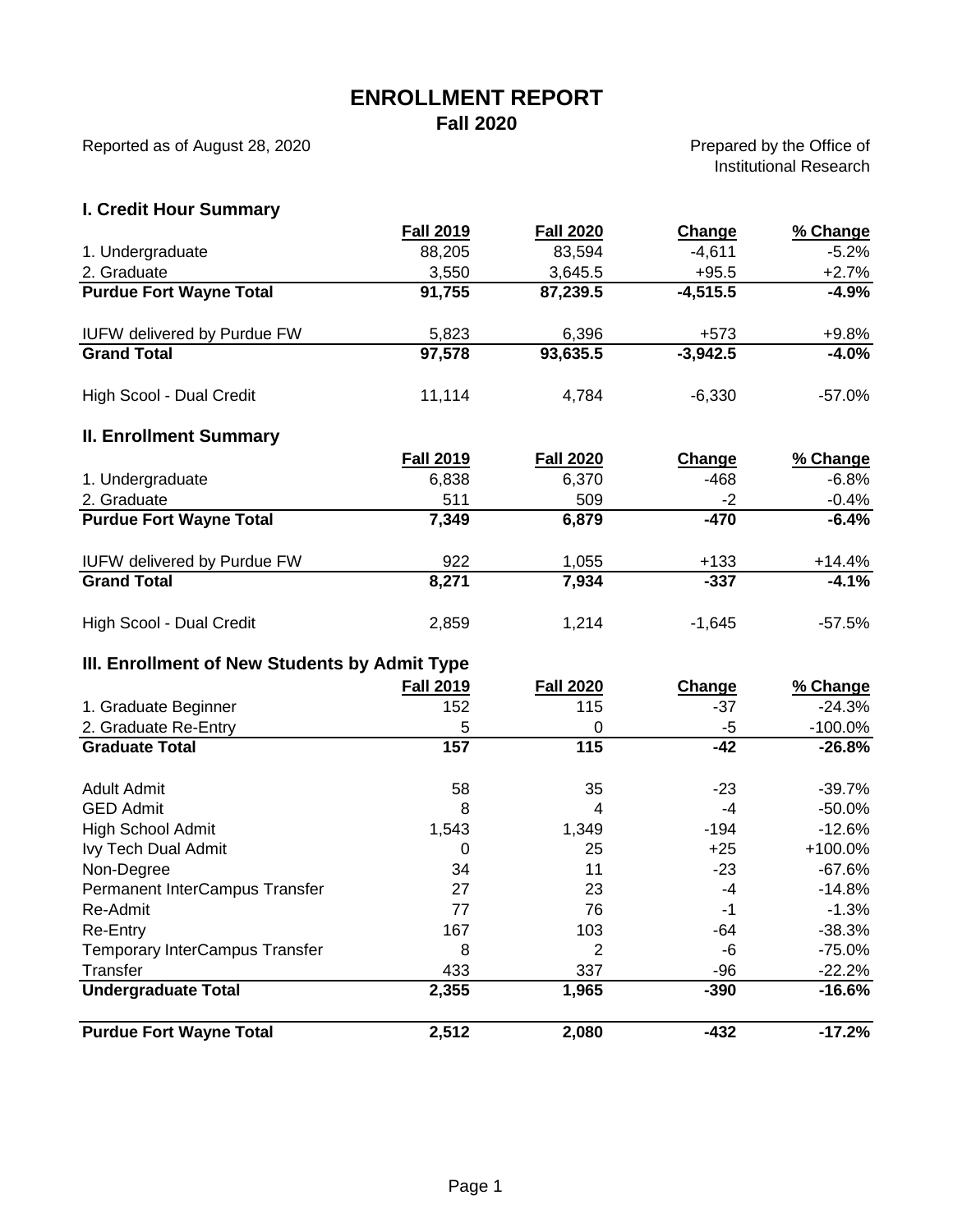# ENROLLMENT REPORT

## Fall 2020

Reported as of August 28, 2020

Prepared by the Office of Institutional Research

### I. Credit Hour Summary

| | Fall 2019 | Fall 2020 | Change | % Change |
|---|---|---|---|---|
| 1. Undergraduate | 88,205 | 83,594 | -4,611 | -5.2% |
| 2. Graduate | 3,550 | 3,645.5 | +95.5 | +2.7% |
| **Purdue Fort Wayne Total** | **91,755** | **87,239.5** | **-4,515.5** | **-4.9%** |
| IUFW delivered by Purdue FW | 5,823 | 6,396 | +573 | +9.8% |
| **Grand Total** | **97,578** | **93,635.5** | **-3,942.5** | **-4.0%** |
| High Scool - Dual Credit | 11,114 | 4,784 | -6,330 | -57.0% |

### II. Enrollment Summary

| | Fall 2019 | Fall 2020 | Change | % Change |
|---|---|---|---|---|
| 1. Undergraduate | 6,838 | 6,370 | -468 | -6.8% |
| 2. Graduate | 511 | 509 | -2 | -0.4% |
| **Purdue Fort Wayne Total** | **7,349** | **6,879** | **-470** | **-6.4%** |
| IUFW delivered by Purdue FW | 922 | 1,055 | +133 | +14.4% |
| **Grand Total** | **8,271** | **7,934** | **-337** | **-4.1%** |
| High Scool - Dual Credit | 2,859 | 1,214 | -1,645 | -57.5% |

### III. Enrollment of New Students by Admit Type

| | Fall 2019 | Fall 2020 | Change | % Change |
|---|---|---|---|---|
| 1. Graduate Beginner | 152 | 115 | -37 | -24.3% |
| 2. Graduate Re-Entry | 5 | 0 | -5 | -100.0% |
| **Graduate Total** | **157** | **115** | **-42** | **-26.8%** |
| Adult Admit | 58 | 35 | -23 | -39.7% |
| GED Admit | 8 | 4 | -4 | -50.0% |
| High School Admit | 1,543 | 1,349 | -194 | -12.6% |
| Ivy Tech Dual Admit | 0 | 25 | +25 | +100.0% |
| Non-Degree | 34 | 11 | -23 | -67.6% |
| Permanent InterCampus Transfer | 27 | 23 | -4 | -14.8% |
| Re-Admit | 77 | 76 | -1 | -1.3% |
| Re-Entry | 167 | 103 | -64 | -38.3% |
| Temporary InterCampus Transfer | 8 | 2 | -6 | -75.0% |
| Transfer | 433 | 337 | -96 | -22.2% |
| **Undergraduate Total** | **2,355** | **1,965** | **-390** | **-16.6%** |
| **Purdue Fort Wayne Total** | **2,512** | **2,080** | **-432** | **-17.2%** |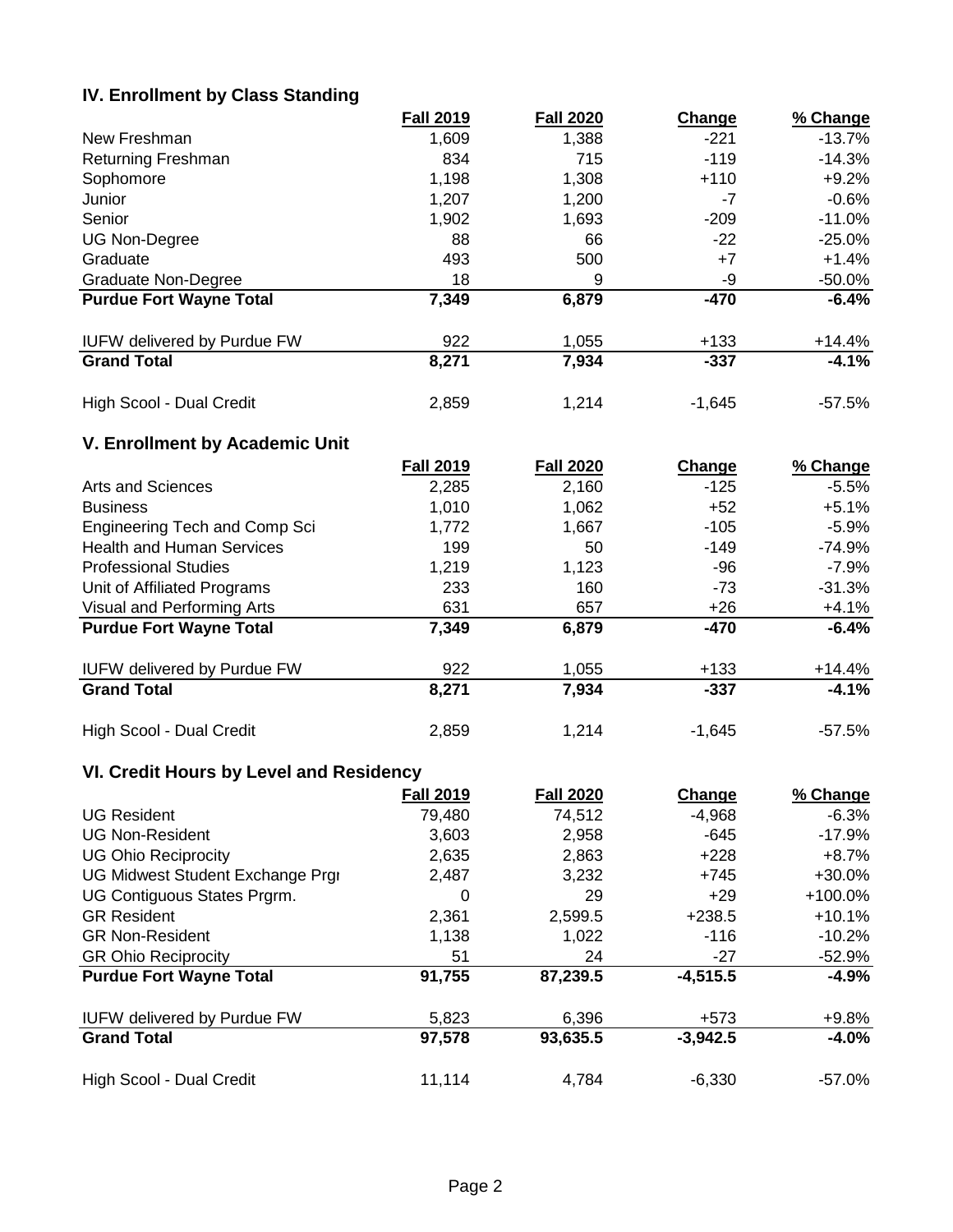## IV. Enrollment by Class Standing

| | Fall 2019 | Fall 2020 | Change | % Change |
|---|---|---|---|---|
| New Freshman | 1,609 | 1,388 | -221 | -13.7% |
| Returning Freshman | 834 | 715 | -119 | -14.3% |
| Sophomore | 1,198 | 1,308 | +110 | +9.2% |
| Junior | 1,207 | 1,200 | -7 | -0.6% |
| Senior | 1,902 | 1,693 | -209 | -11.0% |
| UG Non-Degree | 88 | 66 | -22 | -25.0% |
| Graduate | 493 | 500 | +7 | +1.4% |
| Graduate Non-Degree | 18 | 9 | -9 | -50.0% |
| **Purdue Fort Wayne Total** | **7,349** | **6,879** | **-470** | **-6.4%** |
| IUFW delivered by Purdue FW | 922 | 1,055 | +133 | +14.4% |
| **Grand Total** | **8,271** | **7,934** | **-337** | **-4.1%** |
| High Scool - Dual Credit | 2,859 | 1,214 | -1,645 | -57.5% |

## V. Enrollment by Academic Unit

| | Fall 2019 | Fall 2020 | Change | % Change |
|---|---|---|---|---|
| Arts and Sciences | 2,285 | 2,160 | -125 | -5.5% |
| Business | 1,010 | 1,062 | +52 | +5.1% |
| Engineering Tech and Comp Sci | 1,772 | 1,667 | -105 | -5.9% |
| Health and Human Services | 199 | 50 | -149 | -74.9% |
| Professional Studies | 1,219 | 1,123 | -96 | -7.9% |
| Unit of Affiliated Programs | 233 | 160 | -73 | -31.3% |
| Visual and Performing Arts | 631 | 657 | +26 | +4.1% |
| **Purdue Fort Wayne Total** | **7,349** | **6,879** | **-470** | **-6.4%** |
| IUFW delivered by Purdue FW | 922 | 1,055 | +133 | +14.4% |
| **Grand Total** | **8,271** | **7,934** | **-337** | **-4.1%** |
| High Scool - Dual Credit | 2,859 | 1,214 | -1,645 | -57.5% |

## VI. Credit Hours by Level and Residency

| | Fall 2019 | Fall 2020 | Change | % Change |
|---|---|---|---|---|
| UG Resident | 79,480 | 74,512 | -4,968 | -6.3% |
| UG Non-Resident | 3,603 | 2,958 | -645 | -17.9% |
| UG Ohio Reciprocity | 2,635 | 2,863 | +228 | +8.7% |
| UG Midwest Student Exchange Prgı | 2,487 | 3,232 | +745 | +30.0% |
| UG Contiguous States Prgrm. | 0 | 29 | +29 | +100.0% |
| GR Resident | 2,361 | 2,599.5 | +238.5 | +10.1% |
| GR Non-Resident | 1,138 | 1,022 | -116 | -10.2% |
| GR Ohio Reciprocity | 51 | 24 | -27 | -52.9% |
| **Purdue Fort Wayne Total** | **91,755** | **87,239.5** | **-4,515.5** | **-4.9%** |
| IUFW delivered by Purdue FW | 5,823 | 6,396 | +573 | +9.8% |
| **Grand Total** | **97,578** | **93,635.5** | **-3,942.5** | **-4.0%** |
| High Scool - Dual Credit | 11,114 | 4,784 | -6,330 | -57.0% |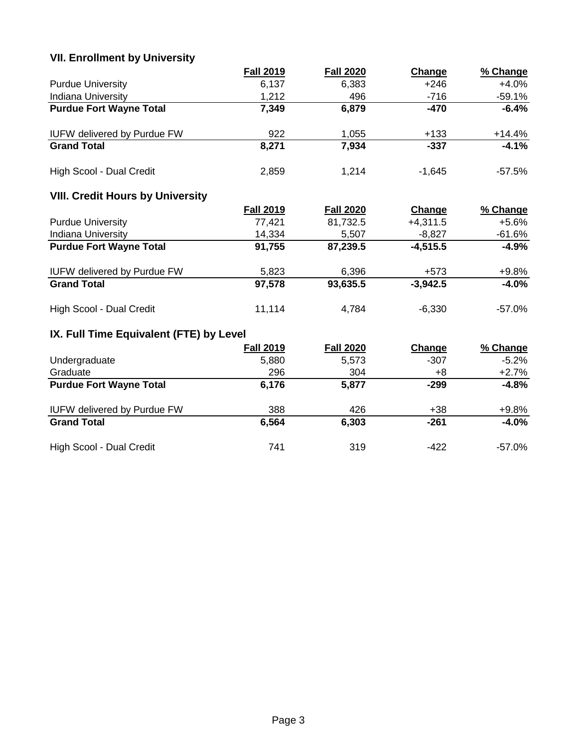## VII. Enrollment by University

| | Fall 2019 | Fall 2020 | Change | % Change |
|---|---|---|---|---|
| Purdue University | 6,137 | 6,383 | +246 | +4.0% |
| Indiana University | 1,212 | 496 | -716 | -59.1% |
| **Purdue Fort Wayne Total** | **7,349** | **6,879** | **-470** | **-6.4%** |
| IUFW delivered by Purdue FW | 922 | 1,055 | +133 | +14.4% |
| **Grand Total** | **8,271** | **7,934** | **-337** | **-4.1%** |
| High Scool - Dual Credit | 2,859 | 1,214 | -1,645 | -57.5% |

## VIII. Credit Hours by University

| | Fall 2019 | Fall 2020 | Change | % Change |
|---|---|---|---|---|
| Purdue University | 77,421 | 81,732.5 | +4,311.5 | +5.6% |
| Indiana University | 14,334 | 5,507 | -8,827 | -61.6% |
| **Purdue Fort Wayne Total** | **91,755** | **87,239.5** | **-4,515.5** | **-4.9%** |
| IUFW delivered by Purdue FW | 5,823 | 6,396 | +573 | +9.8% |
| **Grand Total** | **97,578** | **93,635.5** | **-3,942.5** | **-4.0%** |
| High Scool - Dual Credit | 11,114 | 4,784 | -6,330 | -57.0% |

## IX. Full Time Equivalent (FTE) by Level

| | Fall 2019 | Fall 2020 | Change | % Change |
|---|---|---|---|---|
| Undergraduate | 5,880 | 5,573 | -307 | -5.2% |
| Graduate | 296 | 304 | +8 | +2.7% |
| **Purdue Fort Wayne Total** | **6,176** | **5,877** | **-299** | **-4.8%** |
| IUFW delivered by Purdue FW | 388 | 426 | +38 | +9.8% |
| **Grand Total** | **6,564** | **6,303** | **-261** | **-4.0%** |
| High Scool - Dual Credit | 741 | 319 | -422 | -57.0% |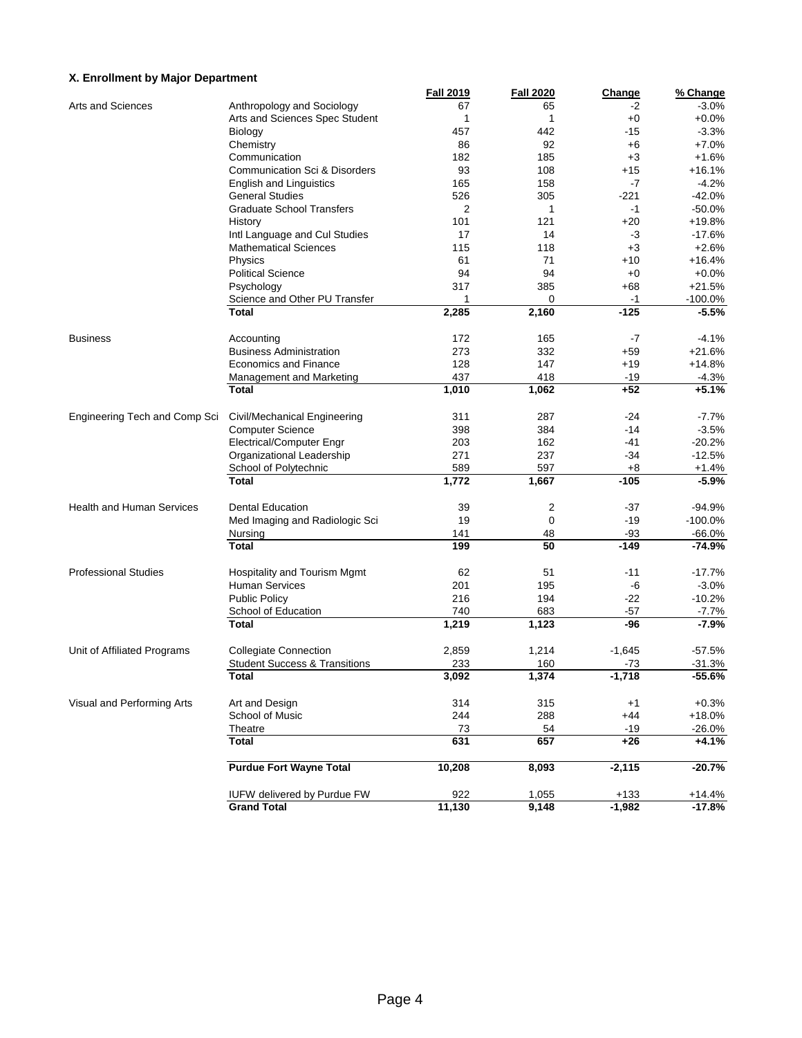### X. Enrollment by Major Department

| | | Fall 2019 | Fall 2020 | Change | % Change |
|---|---|---|---|---|---|
| Arts and Sciences | Anthropology and Sociology | 67 | 65 | -2 | -3.0% |
| | Arts and Sciences Spec Student | 1 | 1 | +0 | +0.0% |
| | Biology | 457 | 442 | -15 | -3.3% |
| | Chemistry | 86 | 92 | +6 | +7.0% |
| | Communication | 182 | 185 | +3 | +1.6% |
| | Communication Sci & Disorders | 93 | 108 | +15 | +16.1% |
| | English and Linguistics | 165 | 158 | -7 | -4.2% |
| | General Studies | 526 | 305 | -221 | -42.0% |
| | Graduate School Transfers | 2 | 1 | -1 | -50.0% |
| | History | 101 | 121 | +20 | +19.8% |
| | Intl Language and Cul Studies | 17 | 14 | -3 | -17.6% |
| | Mathematical Sciences | 115 | 118 | +3 | +2.6% |
| | Physics | 61 | 71 | +10 | +16.4% |
| | Political Science | 94 | 94 | +0 | +0.0% |
| | Psychology | 317 | 385 | +68 | +21.5% |
| | Science and Other PU Transfer | 1 | 0 | -1 | -100.0% |
| | **Total** | **2,285** | **2,160** | **-125** | **-5.5%** |
| Business | Accounting | 172 | 165 | -7 | -4.1% |
| | Business Administration | 273 | 332 | +59 | +21.6% |
| | Economics and Finance | 128 | 147 | +19 | +14.8% |
| | Management and Marketing | 437 | 418 | -19 | -4.3% |
| | **Total** | **1,010** | **1,062** | **+52** | **+5.1%** |
| Engineering Tech and Comp Sci | Civil/Mechanical Engineering | 311 | 287 | -24 | -7.7% |
| | Computer Science | 398 | 384 | -14 | -3.5% |
| | Electrical/Computer Engr | 203 | 162 | -41 | -20.2% |
| | Organizational Leadership | 271 | 237 | -34 | -12.5% |
| | School of Polytechnic | 589 | 597 | +8 | +1.4% |
| | **Total** | **1,772** | **1,667** | **-105** | **-5.9%** |
| Health and Human Services | Dental Education | 39 | 2 | -37 | -94.9% |
| | Med Imaging and Radiologic Sci | 19 | 0 | -19 | -100.0% |
| | Nursing | 141 | 48 | -93 | -66.0% |
| | **Total** | **199** | **50** | **-149** | **-74.9%** |
| Professional Studies | Hospitality and Tourism Mgmt | 62 | 51 | -11 | -17.7% |
| | Human Services | 201 | 195 | -6 | -3.0% |
| | Public Policy | 216 | 194 | -22 | -10.2% |
| | School of Education | 740 | 683 | -57 | -7.7% |
| | **Total** | **1,219** | **1,123** | **-96** | **-7.9%** |
| Unit of Affiliated Programs | Collegiate Connection | 2,859 | 1,214 | -1,645 | -57.5% |
| | Student Success & Transitions | 233 | 160 | -73 | -31.3% |
| | **Total** | **3,092** | **1,374** | **-1,718** | **-55.6%** |
| Visual and Performing Arts | Art and Design | 314 | 315 | +1 | +0.3% |
| | School of Music | 244 | 288 | +44 | +18.0% |
| | Theatre | 73 | 54 | -19 | -26.0% |
| | **Total** | **631** | **657** | **+26** | **+4.1%** |
| | **Purdue Fort Wayne Total** | **10,208** | **8,093** | **-2,115** | **-20.7%** |
| | IUFW delivered by Purdue FW | 922 | 1,055 | +133 | +14.4% |
| | **Grand Total** | **11,130** | **9,148** | **-1,982** | **-17.8%** |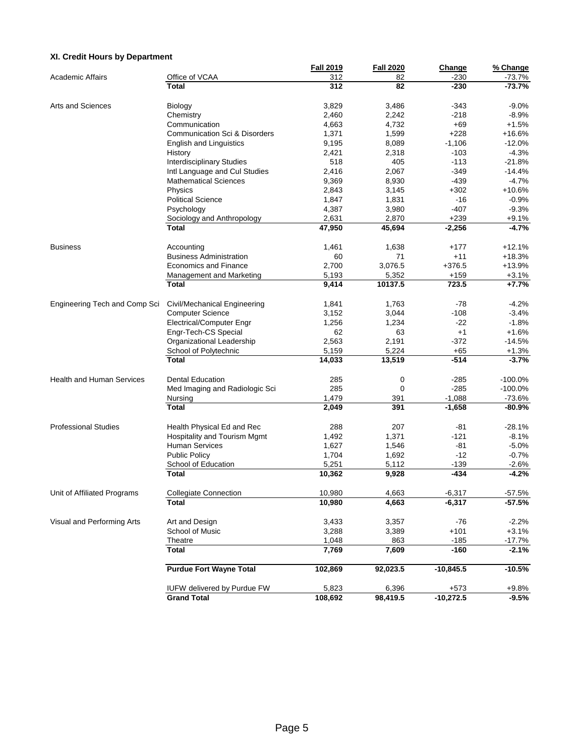### XI. Credit Hours by Department

| | | Fall 2019 | Fall 2020 | Change | % Change |
|---|---|---|---|---|---|
| Academic Affairs | Office of VCAA | 312 | 82 | -230 | -73.7% |
| | **Total** | **312** | **82** | **-230** | **-73.7%** |
| Arts and Sciences | Biology | 3,829 | 3,486 | -343 | -9.0% |
| | Chemistry | 2,460 | 2,242 | -218 | -8.9% |
| | Communication | 4,663 | 4,732 | +69 | +1.5% |
| | Communication Sci & Disorders | 1,371 | 1,599 | +228 | +16.6% |
| | English and Linguistics | 9,195 | 8,089 | -1,106 | -12.0% |
| | History | 2,421 | 2,318 | -103 | -4.3% |
| | Interdisciplinary Studies | 518 | 405 | -113 | -21.8% |
| | Intl Language and Cul Studies | 2,416 | 2,067 | -349 | -14.4% |
| | Mathematical Sciences | 9,369 | 8,930 | -439 | -4.7% |
| | Physics | 2,843 | 3,145 | +302 | +10.6% |
| | Political Science | 1,847 | 1,831 | -16 | -0.9% |
| | Psychology | 4,387 | 3,980 | -407 | -9.3% |
| | Sociology and Anthropology | 2,631 | 2,870 | +239 | +9.1% |
| | **Total** | **47,950** | **45,694** | **-2,256** | **-4.7%** |
| Business | Accounting | 1,461 | 1,638 | +177 | +12.1% |
| | Business Administration | 60 | 71 | +11 | +18.3% |
| | Economics and Finance | 2,700 | 3,076.5 | +376.5 | +13.9% |
| | Management and Marketing | 5,193 | 5,352 | +159 | +3.1% |
| | **Total** | **9,414** | **10137.5** | **723.5** | **+7.7%** |
| Engineering Tech and Comp Sci | Civil/Mechanical Engineering | 1,841 | 1,763 | -78 | -4.2% |
| | Computer Science | 3,152 | 3,044 | -108 | -3.4% |
| | Electrical/Computer Engr | 1,256 | 1,234 | -22 | -1.8% |
| | Engr-Tech-CS Special | 62 | 63 | +1 | +1.6% |
| | Organizational Leadership | 2,563 | 2,191 | -372 | -14.5% |
| | School of Polytechnic | 5,159 | 5,224 | +65 | +1.3% |
| | **Total** | **14,033** | **13,519** | **-514** | **-3.7%** |
| Health and Human Services | Dental Education | 285 | 0 | -285 | -100.0% |
| | Med Imaging and Radiologic Sci | 285 | 0 | -285 | -100.0% |
| | Nursing | 1,479 | 391 | -1,088 | -73.6% |
| | **Total** | **2,049** | **391** | **-1,658** | **-80.9%** |
| Professional Studies | Health Physical Ed and Rec | 288 | 207 | -81 | -28.1% |
| | Hospitality and Tourism Mgmt | 1,492 | 1,371 | -121 | -8.1% |
| | Human Services | 1,627 | 1,546 | -81 | -5.0% |
| | Public Policy | 1,704 | 1,692 | -12 | -0.7% |
| | School of Education | 5,251 | 5,112 | -139 | -2.6% |
| | **Total** | **10,362** | **9,928** | **-434** | **-4.2%** |
| Unit of Affiliated Programs | Collegiate Connection | 10,980 | 4,663 | -6,317 | -57.5% |
| | **Total** | **10,980** | **4,663** | **-6,317** | **-57.5%** |
| Visual and Performing Arts | Art and Design | 3,433 | 3,357 | -76 | -2.2% |
| | School of Music | 3,288 | 3,389 | +101 | +3.1% |
| | Theatre | 1,048 | 863 | -185 | -17.7% |
| | **Total** | **7,769** | **7,609** | **-160** | **-2.1%** |
| | **Purdue Fort Wayne Total** | **102,869** | **92,023.5** | **-10,845.5** | **-10.5%** |
| | IUFW delivered by Purdue FW | 5,823 | 6,396 | +573 | +9.8% |
| | **Grand Total** | **108,692** | **98,419.5** | **-10,272.5** | **-9.5%** |